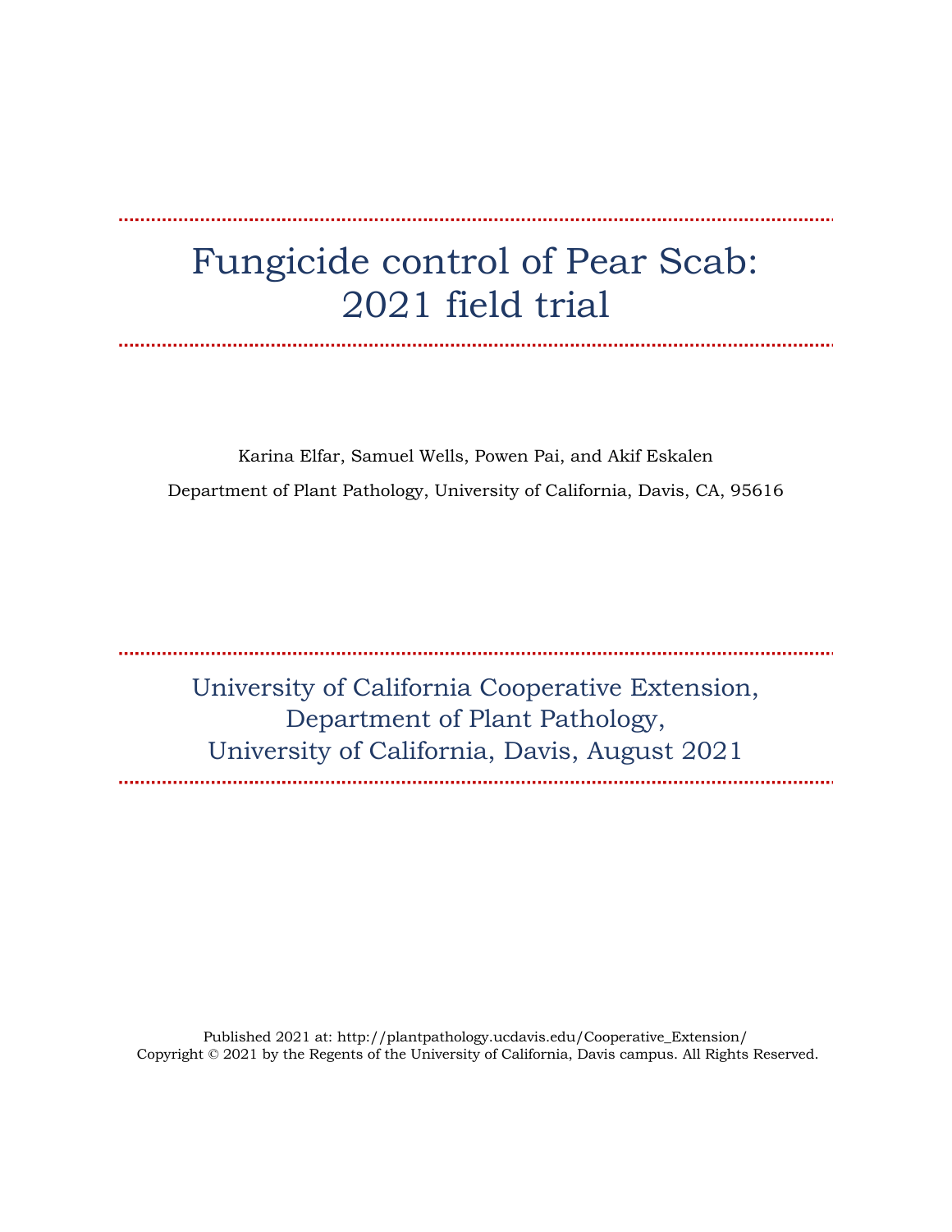# Fungicide control of Pear Scab: 2021 field trial

Karina Elfar, Samuel Wells, Powen Pai, and Akif Eskalen

Department of Plant Pathology, University of California, Davis, CA, 95616

University of California Cooperative Extension,
Department of Plant Pathology,
University of California, Davis, August 2021

Published 2021 at: http://plantpathology.ucdavis.edu/Cooperative_Extension/
Copyright © 2021 by the Regents of the University of California, Davis campus. All Rights Reserved.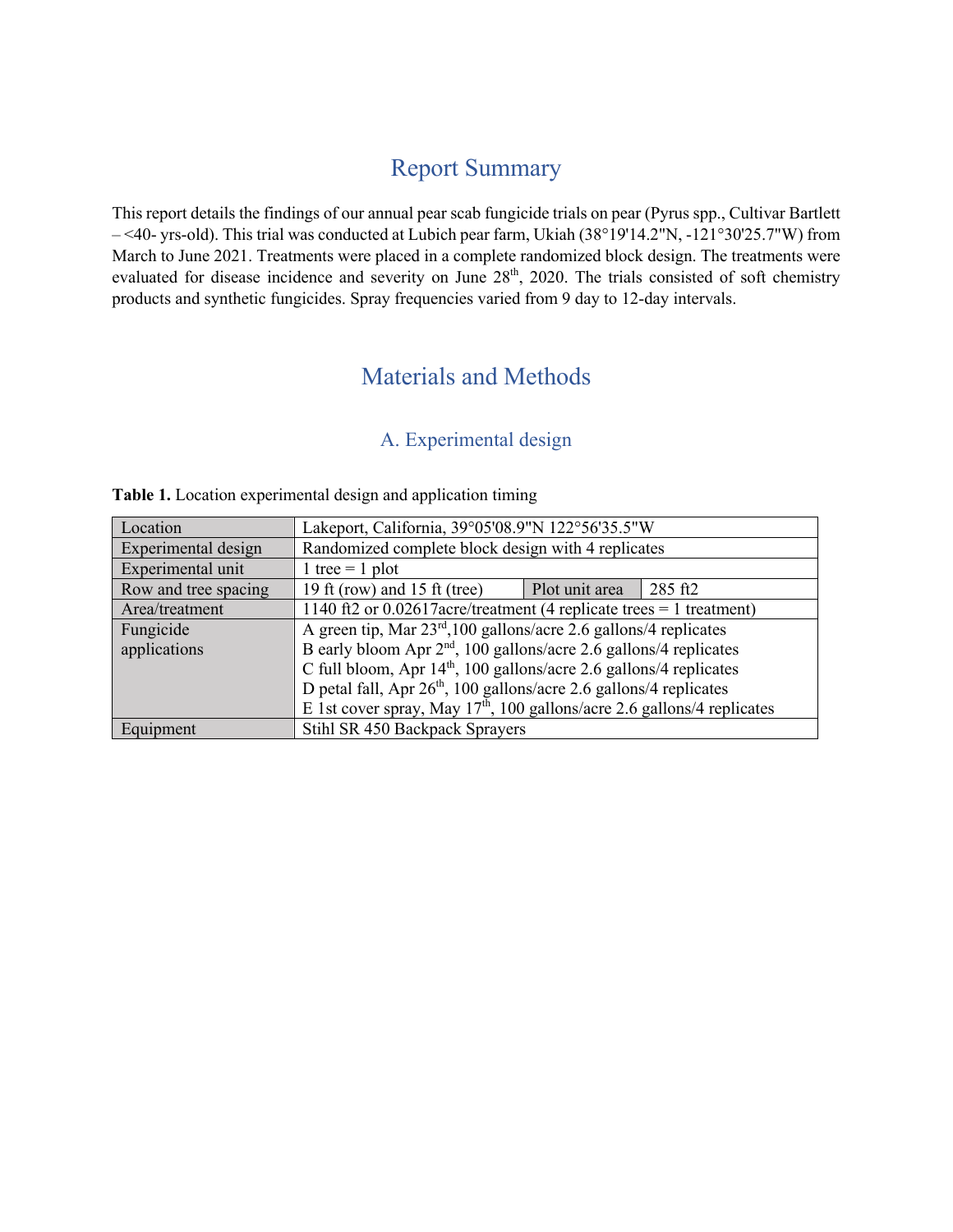# Report Summary

This report details the findings of our annual pear scab fungicide trials on pear (Pyrus spp., Cultivar Bartlett – <40- yrs-old). This trial was conducted at Lubich pear farm, Ukiah (38°19'14.2"N, -121°30'25.7"W) from March to June 2021. Treatments were placed in a complete randomized block design. The treatments were evaluated for disease incidence and severity on June 28th, 2020. The trials consisted of soft chemistry products and synthetic fungicides. Spray frequencies varied from 9 day to 12-day intervals.

# Materials and Methods

## A. Experimental design

**Table 1.** Location experimental design and application timing

| | | | |
|---|---|---|---|
| Location | Lakeport, California, 39°05'08.9"N 122°56'35.5"W | | |
| Experimental design | Randomized complete block design with 4 replicates | | |
| Experimental unit | 1 tree = 1 plot | | |
| Row and tree spacing | 19 ft (row) and 15 ft (tree) | Plot unit area | 285 ft2 |
| Area/treatment | 1140 ft2 or 0.02617acre/treatment (4 replicate trees = 1 treatment) | | |
| Fungicide applications | A green tip, Mar 23rd,100 gallons/acre 2.6 gallons/4 replicates<br>B early bloom Apr 2nd, 100 gallons/acre 2.6 gallons/4 replicates<br>C full bloom, Apr 14th, 100 gallons/acre 2.6 gallons/4 replicates<br>D petal fall, Apr 26th, 100 gallons/acre 2.6 gallons/4 replicates<br>E 1st cover spray, May 17th, 100 gallons/acre 2.6 gallons/4 replicates | | |
| Equipment | Stihl SR 450 Backpack Sprayers | | |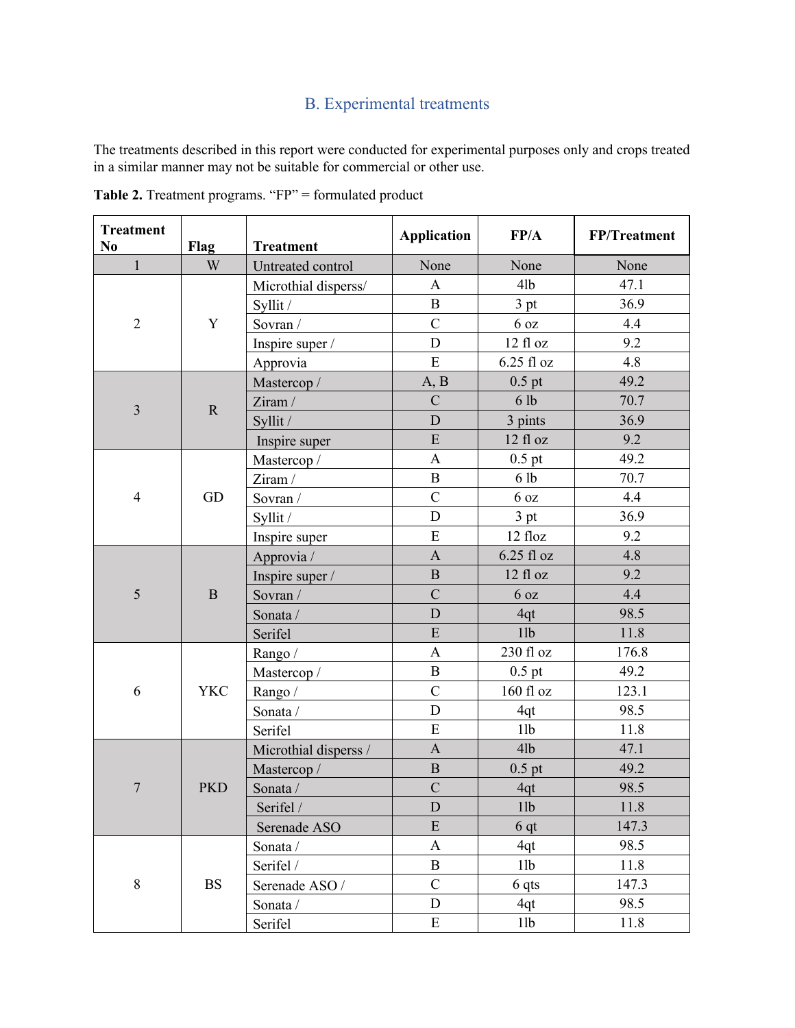## B. Experimental treatments

The treatments described in this report were conducted for experimental purposes only and crops treated in a similar manner may not be suitable for commercial or other use.

**Table 2.** Treatment programs. "FP" = formulated product

| Treatment No | Flag | Treatment | Application | FP/A | FP/Treatment |
|---|---|---|---|---|---|
| 1 | W | Untreated control | None | None | None |
| 2 | Y | Microthial disperss/ | A | 4lb | 47.1 |
| | | Syllit / | B | 3 pt | 36.9 |
| | | Sovran / | C | 6 oz | 4.4 |
| | | Inspire super / | D | 12 fl oz | 9.2 |
| | | Approvia | E | 6.25 fl oz | 4.8 |
| 3 | R | Mastercop / | A, B | 0.5 pt | 49.2 |
| | | Ziram / | C | 6 lb | 70.7 |
| | | Syllit / | D | 3 pints | 36.9 |
| | | Inspire super | E | 12 fl oz | 9.2 |
| 4 | GD | Mastercop / | A | 0.5 pt | 49.2 |
| | | Ziram / | B | 6 lb | 70.7 |
| | | Sovran / | C | 6 oz | 4.4 |
| | | Syllit / | D | 3 pt | 36.9 |
| | | Inspire super | E | 12 floz | 9.2 |
| 5 | B | Approvia / | A | 6.25 fl oz | 4.8 |
| | | Inspire super / | B | 12 fl oz | 9.2 |
| | | Sovran / | C | 6 oz | 4.4 |
| | | Sonata / | D | 4qt | 98.5 |
| | | Serifel | E | 1lb | 11.8 |
| 6 | YKC | Rango / | A | 230 fl oz | 176.8 |
| | | Mastercop / | B | 0.5 pt | 49.2 |
| | | Rango / | C | 160 fl oz | 123.1 |
| | | Sonata / | D | 4qt | 98.5 |
| | | Serifel | E | 1lb | 11.8 |
| 7 | PKD | Microthial disperss / | A | 4lb | 47.1 |
| | | Mastercop / | B | 0.5 pt | 49.2 |
| | | Sonata / | C | 4qt | 98.5 |
| | | Serifel / | D | 1lb | 11.8 |
| | | Serenade ASO | E | 6 qt | 147.3 |
| 8 | BS | Sonata / | A | 4qt | 98.5 |
| | | Serifel / | B | 1lb | 11.8 |
| | | Serenade ASO / | C | 6 qts | 147.3 |
| | | Sonata / | D | 4qt | 98.5 |
| | | Serifel | E | 1lb | 11.8 |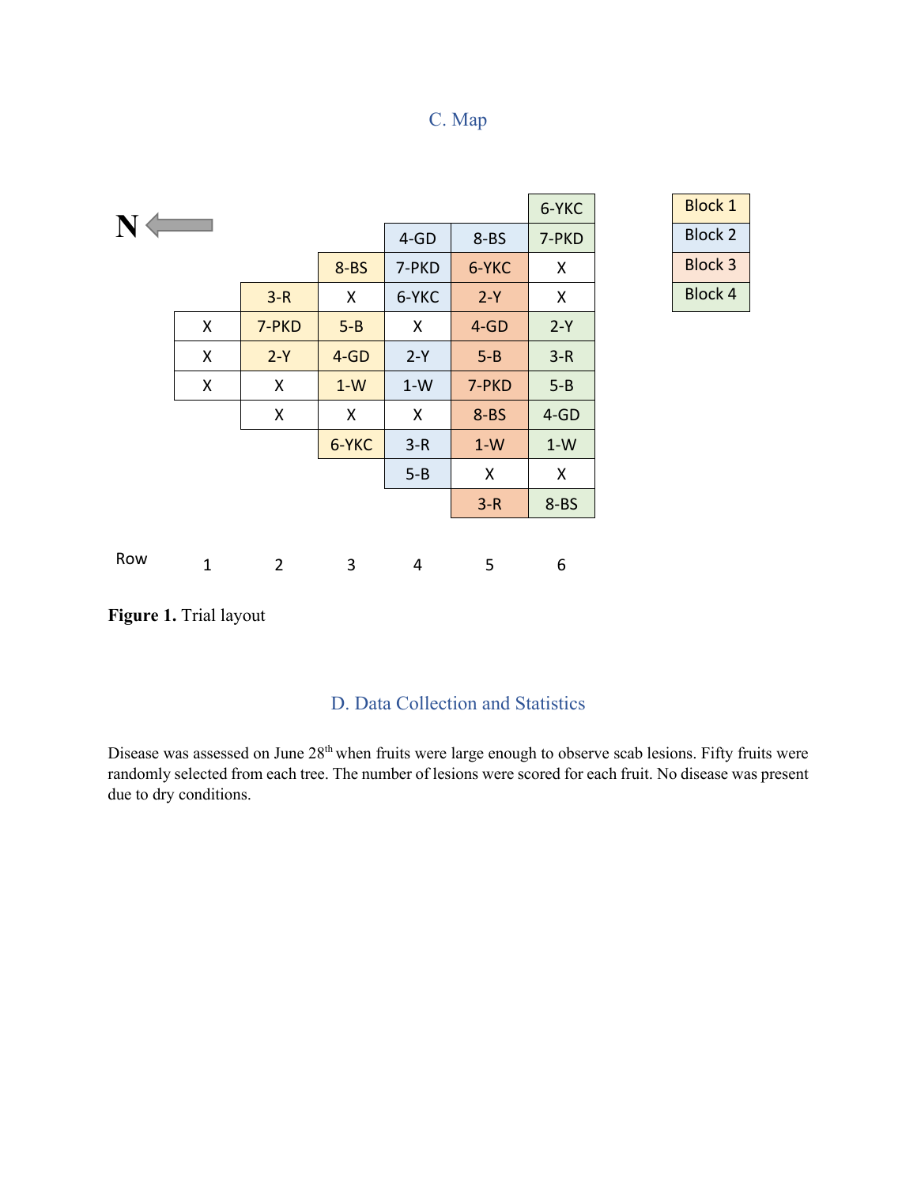## C. Map

N ←

|  | 1 | 2 | 3 | 4 | 5 | 6 |
|---|---|---|---|---|---|---|
|  |  |  |  |  |  | 6-YKC |
|  |  |  |  | 4-GD | 8-BS | 7-PKD |
|  |  |  | 8-BS | 7-PKD | 6-YKC | X |
|  |  | 3-R | X | 6-YKC | 2-Y | X |
|  | X | 7-PKD | 5-B | X | 4-GD | 2-Y |
|  | X | 2-Y | 4-GD | 2-Y | 5-B | 3-R |
|  | X | X | 1-W | 1-W | 7-PKD | 5-B |
|  |  | X | X | X | 8-BS | 4-GD |
|  |  |  | 6-YKC | 3-R | 1-W | 1-W |
|  |  |  |  | 5-B | X | X |
|  |  |  |  |  | 3-R | 8-BS |
| Row | 1 | 2 | 3 | 4 | 5 | 6 |

| Legend |
|---|
| Block 1 |
| Block 2 |
| Block 3 |
| Block 4 |

**Figure 1.** Trial layout

## D. Data Collection and Statistics

Disease was assessed on June 28th when fruits were large enough to observe scab lesions. Fifty fruits were randomly selected from each tree. The number of lesions were scored for each fruit. No disease was present due to dry conditions.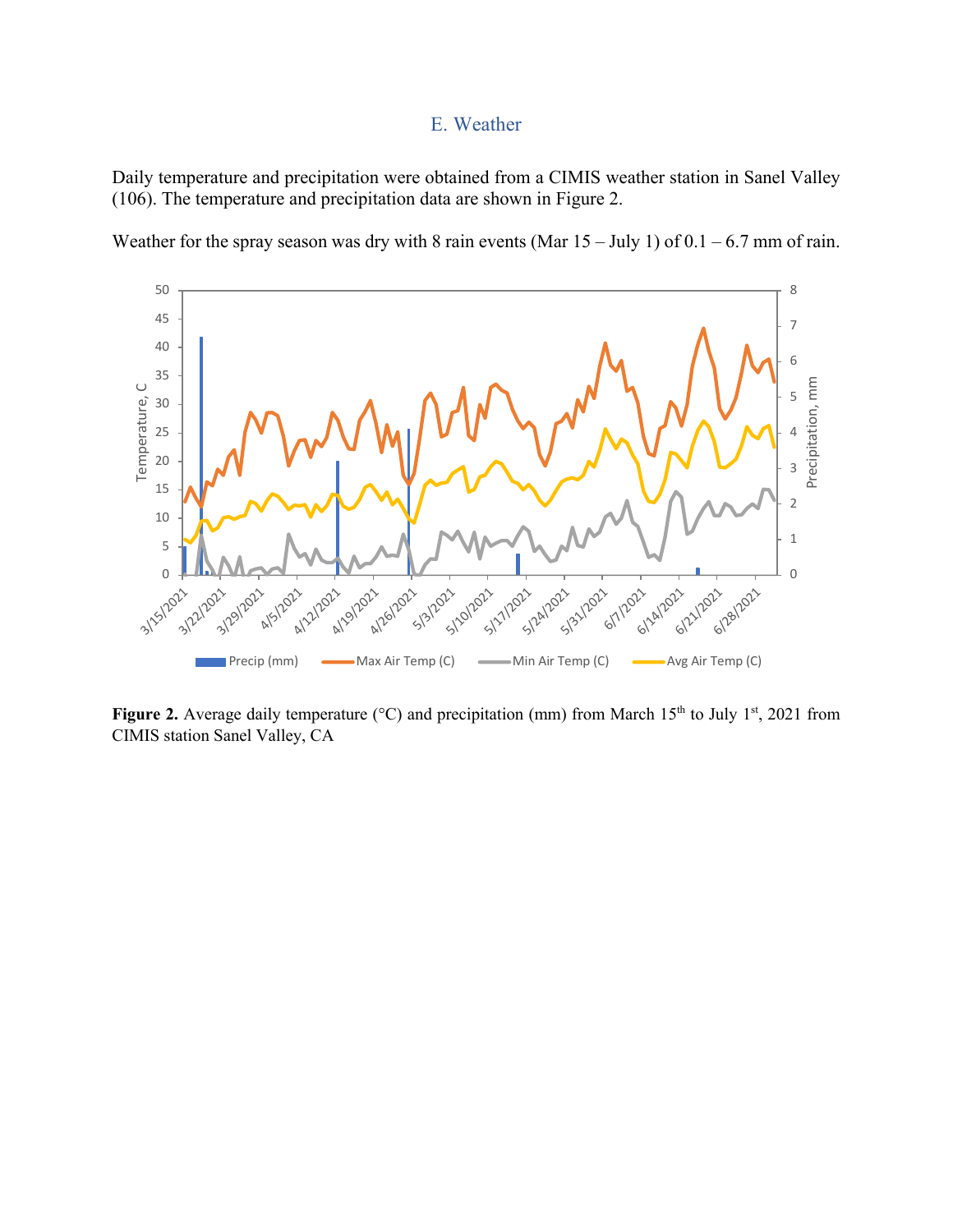## E. Weather

Daily temperature and precipitation were obtained from a CIMIS weather station in Sanel Valley (106). The temperature and precipitation data are shown in Figure 2.

Weather for the spray season was dry with 8 rain events (Mar 15 – July 1) of 0.1 – 6.7 mm of rain.

**Figure 2.** Average daily temperature (°C) and precipitation (mm) from March 15th to July 1st, 2021 from CIMIS station Sanel Valley, CA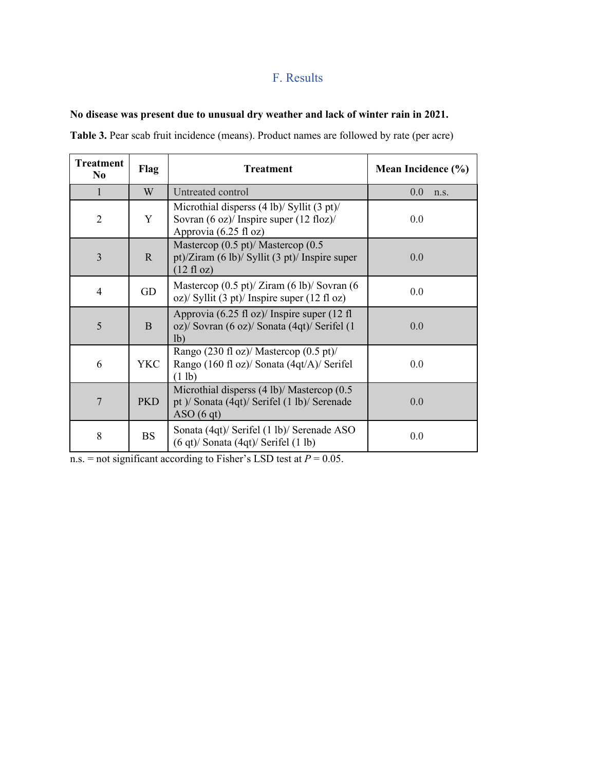## F. Results

**No disease was present due to unusual dry weather and lack of winter rain in 2021.**

**Table 3.** Pear scab fruit incidence (means). Product names are followed by rate (per acre)

| Treatment No | Flag | Treatment | Mean Incidence (%) |
|---|---|---|---|
| 1 | W | Untreated control | 0.0 n.s. |
| 2 | Y | Microthial disperss (4 lb)/ Syllit (3 pt)/ Sovran (6 oz)/ Inspire super (12 floz)/ Approvia (6.25 fl oz) | 0.0 |
| 3 | R | Mastercop (0.5 pt)/ Mastercop (0.5 pt)/Ziram (6 lb)/ Syllit (3 pt)/ Inspire super (12 fl oz) | 0.0 |
| 4 | GD | Mastercop (0.5 pt)/ Ziram (6 lb)/ Sovran (6 oz)/ Syllit (3 pt)/ Inspire super (12 fl oz) | 0.0 |
| 5 | B | Approvia (6.25 fl oz)/ Inspire super (12 fl oz)/ Sovran (6 oz)/ Sonata (4qt)/ Serifel (1 lb) | 0.0 |
| 6 | YKC | Rango (230 fl oz)/ Mastercop (0.5 pt)/ Rango (160 fl oz)/ Sonata (4qt/A)/ Serifel (1 lb) | 0.0 |
| 7 | PKD | Microthial disperss (4 lb)/ Mastercop (0.5 pt )/ Sonata (4qt)/ Serifel (1 lb)/ Serenade ASO (6 qt) | 0.0 |
| 8 | BS | Sonata (4qt)/ Serifel (1 lb)/ Serenade ASO (6 qt)/ Sonata (4qt)/ Serifel (1 lb) | 0.0 |

n.s. = not significant according to Fisher's LSD test at $P = 0.05$.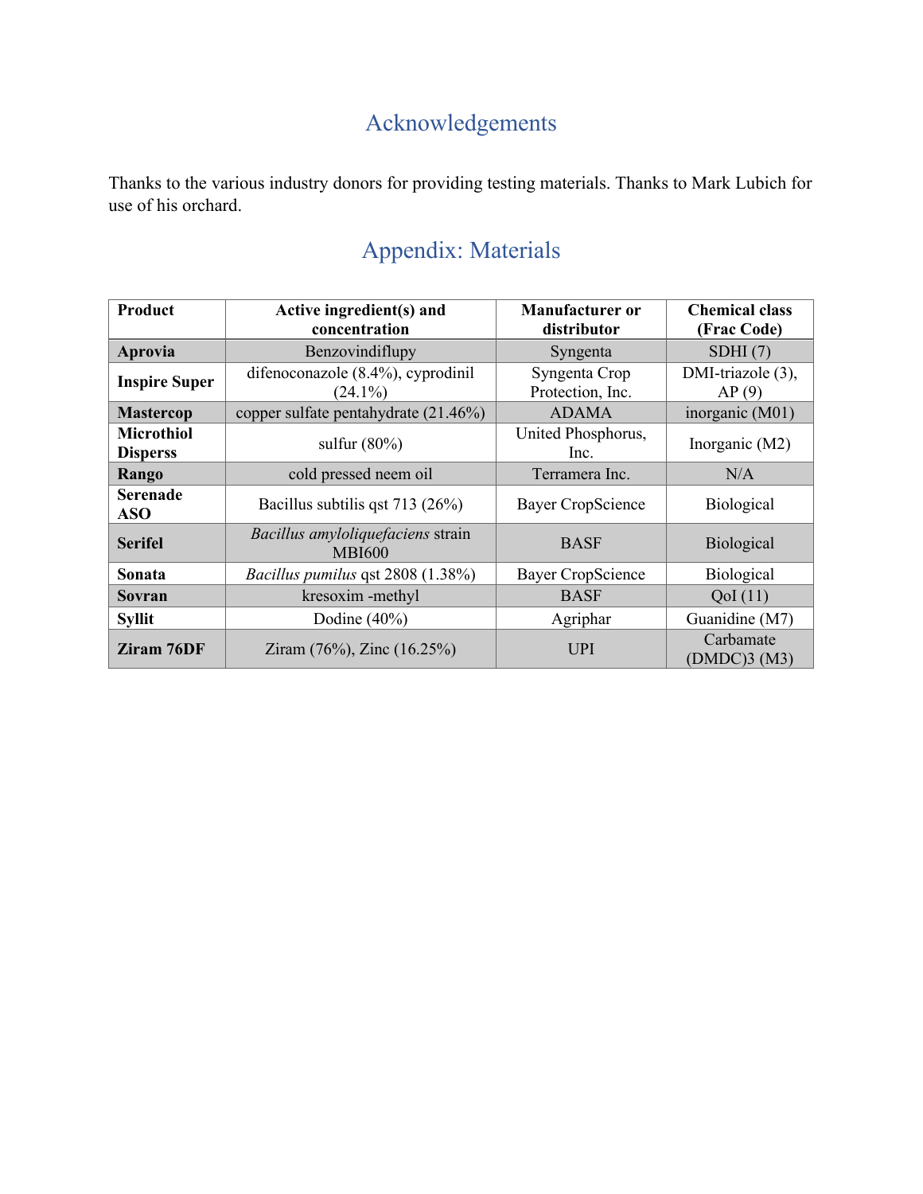## Acknowledgements

Thanks to the various industry donors for providing testing materials. Thanks to Mark Lubich for use of his orchard.

## Appendix: Materials

| Product | Active ingredient(s) and concentration | Manufacturer or distributor | Chemical class (Frac Code) |
| --- | --- | --- | --- |
| **Aprovia** | Benzovindiflupy | Syngenta | SDHI (7) |
| **Inspire Super** | difenoconazole (8.4%), cyprodinil (24.1%) | Syngenta Crop Protection, Inc. | DMI-triazole (3), AP (9) |
| **Mastercop** | copper sulfate pentahydrate (21.46%) | ADAMA | inorganic (M01) |
| **Microthiol Disperss** | sulfur (80%) | United Phosphorus, Inc. | Inorganic (M2) |
| **Rango** | cold pressed neem oil | Terramera Inc. | N/A |
| **Serenade ASO** | Bacillus subtilis qst 713 (26%) | Bayer CropScience | Biological |
| **Serifel** | *Bacillus amyloliquefaciens* strain MBI600 | BASF | Biological |
| **Sonata** | *Bacillus pumilus* qst 2808 (1.38%) | Bayer CropScience | Biological |
| **Sovran** | kresoxim -methyl | BASF | QoI (11) |
| **Syllit** | Dodine (40%) | Agriphar | Guanidine (M7) |
| **Ziram 76DF** | Ziram (76%), Zinc (16.25%) | UPI | Carbamate (DMDC)3 (M3) |